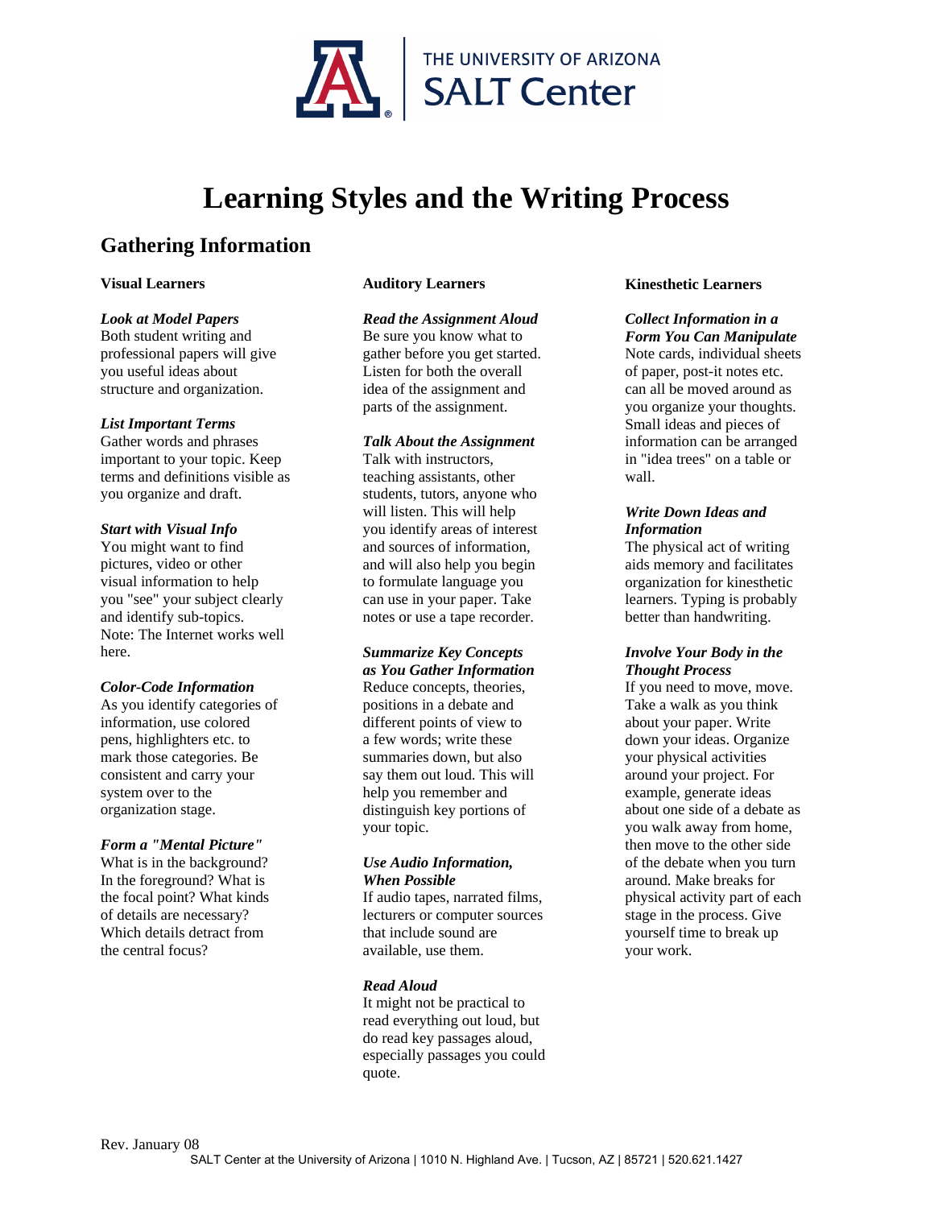# Learning Styles and the Writing Process

## Gathering Information

### Visual Learners

***Look at Model Papers***
Both student writing and professional papers will give you useful ideas about structure and organization.

***List Important Terms***
Gather words and phrases important to your topic. Keep terms and definitions visible as you organize and draft.

***Start with Visual Info***
You might want to find pictures, video or other visual information to help you "see" your subject clearly and identify sub-topics. Note: The Internet works well here.

***Color-Code Information***
As you identify categories of information, use colored pens, highlighters etc. to mark those categories. Be consistent and carry your system over to the organization stage.

***Form a "Mental Picture"***
What is in the background? In the foreground? What is the focal point? What kinds of details are necessary? Which details detract from the central focus?

### Auditory Learners

***Read the Assignment Aloud***
Be sure you know what to gather before you get started. Listen for both the overall idea of the assignment and parts of the assignment.

***Talk About the Assignment***
Talk with instructors, teaching assistants, other students, tutors, anyone who will listen. This will help you identify areas of interest and sources of information, and will also help you begin to formulate language you can use in your paper. Take notes or use a tape recorder.

***Summarize Key Concepts as You Gather Information***
Reduce concepts, theories, positions in a debate and different points of view to a few words; write these summaries down, but also say them out loud. This will help you remember and distinguish key portions of your topic.

***Use Audio Information, When Possible***
If audio tapes, narrated films, lecturers or computer sources that include sound are available, use them.

***Read Aloud***
It might not be practical to read everything out loud, but do read key passages aloud, especially passages you could quote.

### Kinesthetic Learners

***Collect Information in a Form You Can Manipulate***
Note cards, individual sheets of paper, post-it notes etc. can all be moved around as you organize your thoughts. Small ideas and pieces of information can be arranged in "idea trees" on a table or wall.

***Write Down Ideas and Information***
The physical act of writing aids memory and facilitates organization for kinesthetic learners. Typing is probably better than handwriting.

***Involve Your Body in the Thought Process***
If you need to move, move. Take a walk as you think about your paper. Write down your ideas. Organize your physical activities around your project. For example, generate ideas about one side of a debate as you walk away from home, then move to the other side of the debate when you turn around. Make breaks for physical activity part of each stage in the process. Give yourself time to break up your work.

Rev. January 08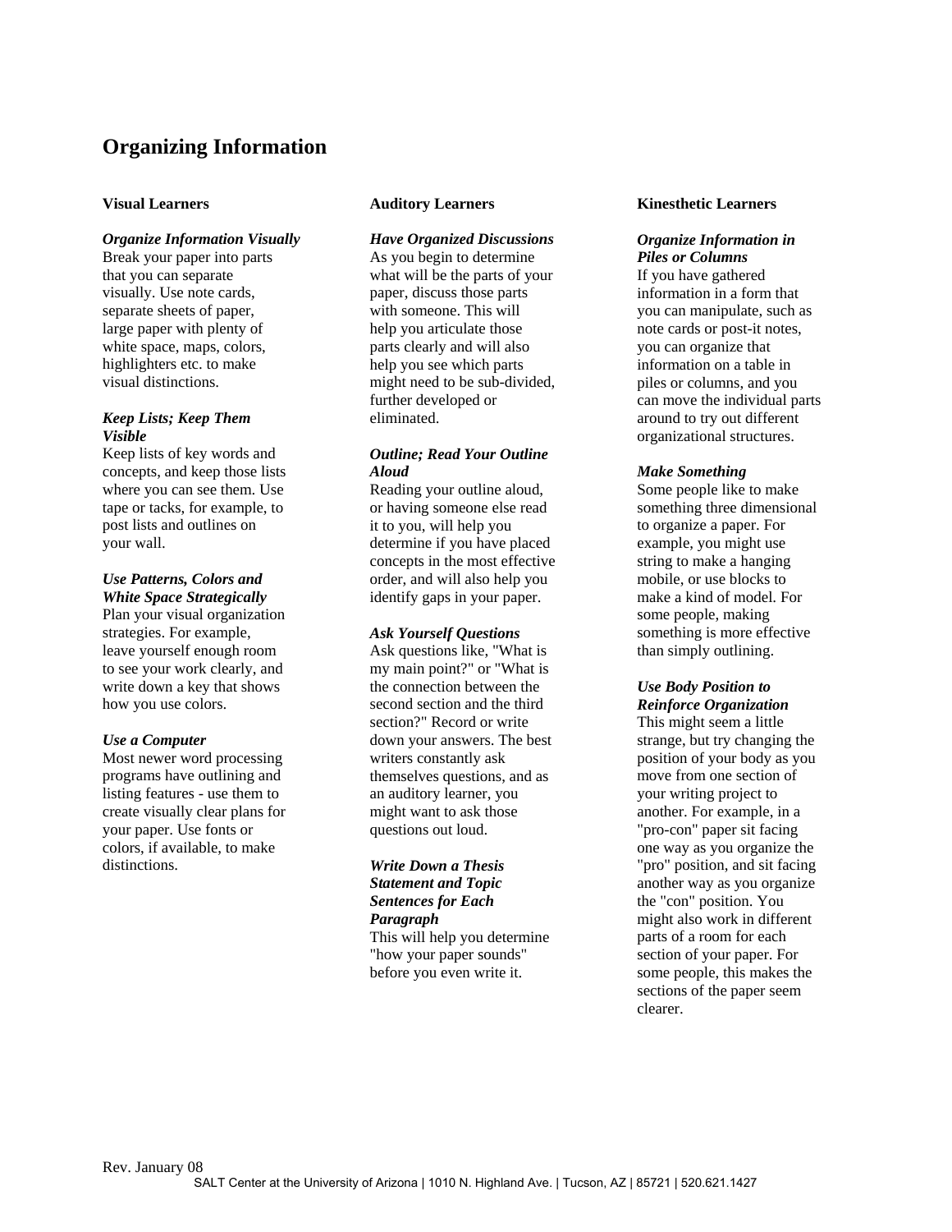# Organizing Information

## Visual Learners

### *Organize Information Visually*

Break your paper into parts that you can separate visually. Use note cards, separate sheets of paper, large paper with plenty of white space, maps, colors, highlighters etc. to make visual distinctions.

### *Keep Lists; Keep Them Visible*

Keep lists of key words and concepts, and keep those lists where you can see them. Use tape or tacks, for example, to post lists and outlines on your wall.

### *Use Patterns, Colors and White Space Strategically*

Plan your visual organization strategies. For example, leave yourself enough room to see your work clearly, and write down a key that shows how you use colors.

### *Use a Computer*

Most newer word processing programs have outlining and listing features - use them to create visually clear plans for your paper. Use fonts or colors, if available, to make distinctions.

## Auditory Learners

### *Have Organized Discussions*

As you begin to determine what will be the parts of your paper, discuss those parts with someone. This will help you articulate those parts clearly and will also help you see which parts might need to be sub-divided, further developed or eliminated.

### *Outline; Read Your Outline Aloud*

Reading your outline aloud, or having someone else read it to you, will help you determine if you have placed concepts in the most effective order, and will also help you identify gaps in your paper.

### *Ask Yourself Questions*

Ask questions like, "What is my main point?" or "What is the connection between the second section and the third section?" Record or write down your answers. The best writers constantly ask themselves questions, and as an auditory learner, you might want to ask those questions out loud.

### *Write Down a Thesis Statement and Topic Sentences for Each Paragraph*

This will help you determine "how your paper sounds" before you even write it.

## Kinesthetic Learners

### *Organize Information in Piles or Columns*

If you have gathered information in a form that you can manipulate, such as note cards or post-it notes, you can organize that information on a table in piles or columns, and you can move the individual parts around to try out different organizational structures.

### *Make Something*

Some people like to make something three dimensional to organize a paper. For example, you might use string to make a hanging mobile, or use blocks to make a kind of model. For some people, making something is more effective than simply outlining.

### *Use Body Position to Reinforce Organization*

This might seem a little strange, but try changing the position of your body as you move from one section of your writing project to another. For example, in a "pro-con" paper sit facing one way as you organize the "pro" position, and sit facing another way as you organize the "con" position. You might also work in different parts of a room for each section of your paper. For some people, this makes the sections of the paper seem clearer.

Rev. January 08

SALT Center at the University of Arizona | 1010 N. Highland Ave. | Tucson, AZ | 85721 | 520.621.1427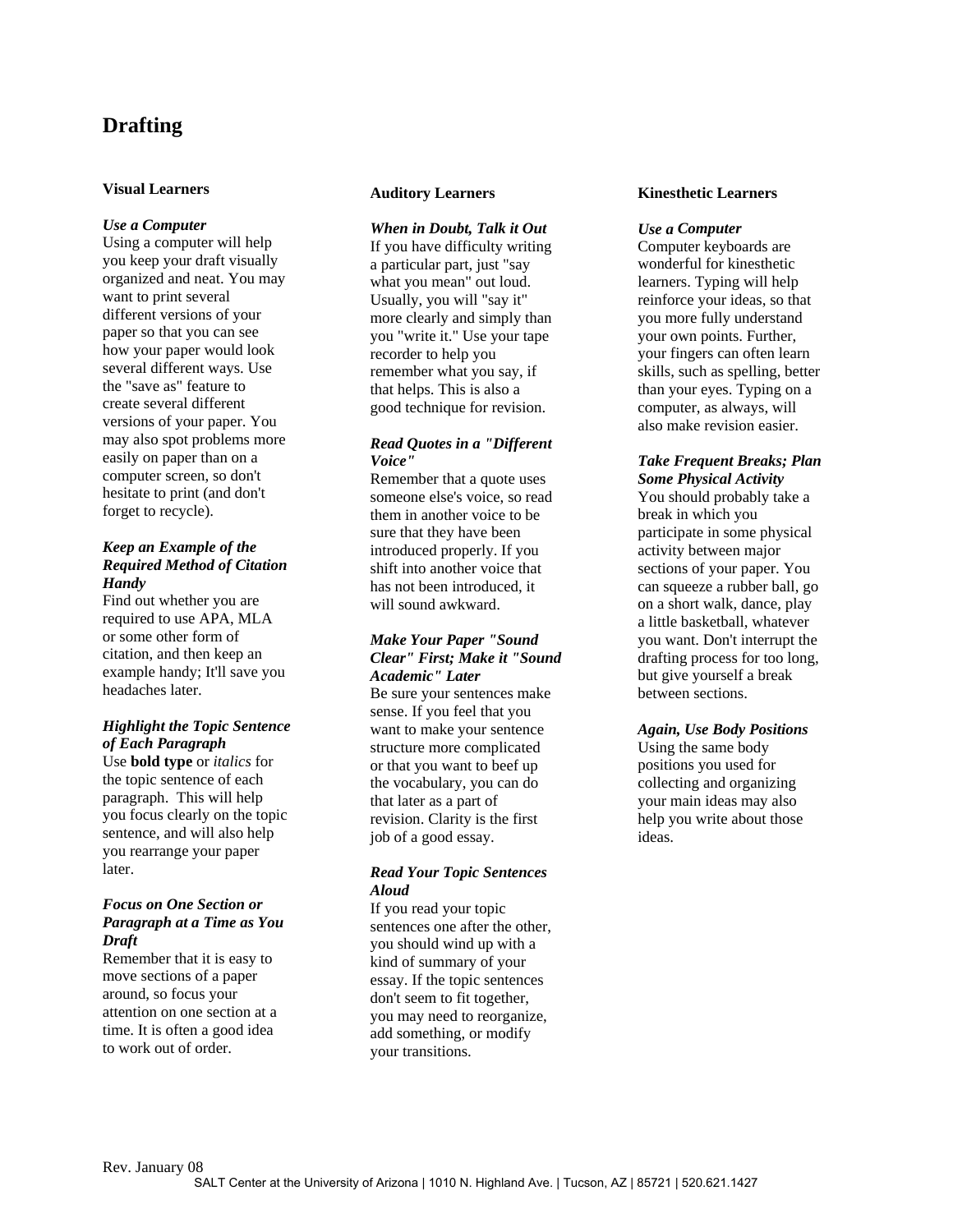## Drafting

### Visual Learners

***Use a Computer***
Using a computer will help you keep your draft visually organized and neat. You may want to print several different versions of your paper so that you can see how your paper would look several different ways. Use the "save as" feature to create several different versions of your paper. You may also spot problems more easily on paper than on a computer screen, so don't hesitate to print (and don't forget to recycle).

***Keep an Example of the Required Method of Citation Handy***
Find out whether you are required to use APA, MLA or some other form of citation, and then keep an example handy; It'll save you headaches later.

***Highlight the Topic Sentence of Each Paragraph***
Use **bold type** or *italics* for the topic sentence of each paragraph. This will help you focus clearly on the topic sentence, and will also help you rearrange your paper later.

***Focus on One Section or Paragraph at a Time as You Draft***
Remember that it is easy to move sections of a paper around, so focus your attention on one section at a time. It is often a good idea to work out of order.

### Auditory Learners

***When in Doubt, Talk it Out***
If you have difficulty writing a particular part, just "say what you mean" out loud. Usually, you will "say it" more clearly and simply than you "write it." Use your tape recorder to help you remember what you say, if that helps. This is also a good technique for revision.

***Read Quotes in a "Different Voice"***
Remember that a quote uses someone else's voice, so read them in another voice to be sure that they have been introduced properly. If you shift into another voice that has not been introduced, it will sound awkward.

***Make Your Paper "Sound Clear" First; Make it "Sound Academic" Later***
Be sure your sentences make sense. If you feel that you want to make your sentence structure more complicated or that you want to beef up the vocabulary, you can do that later as a part of revision. Clarity is the first job of a good essay.

***Read Your Topic Sentences Aloud***
If you read your topic sentences one after the other, you should wind up with a kind of summary of your essay. If the topic sentences don't seem to fit together, you may need to reorganize, add something, or modify your transitions.

### Kinesthetic Learners

***Use a Computer***
Computer keyboards are wonderful for kinesthetic learners. Typing will help reinforce your ideas, so that you more fully understand your own points. Further, your fingers can often learn skills, such as spelling, better than your eyes. Typing on a computer, as always, will also make revision easier.

***Take Frequent Breaks; Plan Some Physical Activity***
You should probably take a break in which you participate in some physical activity between major sections of your paper. You can squeeze a rubber ball, go on a short walk, dance, play a little basketball, whatever you want. Don't interrupt the drafting process for too long, but give yourself a break between sections.

***Again, Use Body Positions***
Using the same body positions you used for collecting and organizing your main ideas may also help you write about those ideas.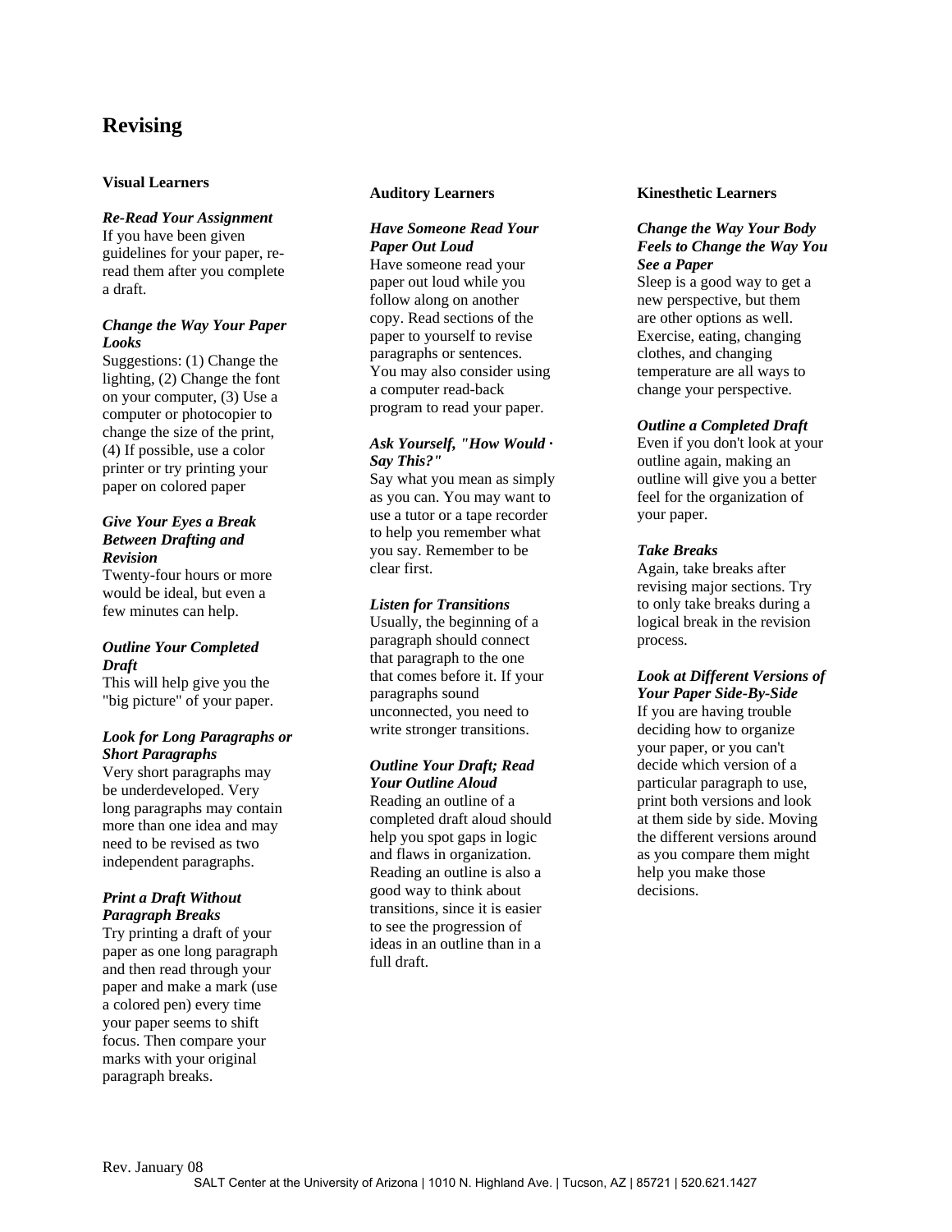# Revising

## Visual Learners

***Re-Read Your Assignment***
If you have been given guidelines for your paper, re-read them after you complete a draft.

***Change the Way Your Paper Looks***
Suggestions: (1) Change the lighting, (2) Change the font on your computer, (3) Use a computer or photocopier to change the size of the print, (4) If possible, use a color printer or try printing your paper on colored paper

***Give Your Eyes a Break Between Drafting and Revision***
Twenty-four hours or more would be ideal, but even a few minutes can help.

***Outline Your Completed Draft***
This will help give you the "big picture" of your paper.

***Look for Long Paragraphs or Short Paragraphs***
Very short paragraphs may be underdeveloped. Very long paragraphs may contain more than one idea and may need to be revised as two independent paragraphs.

***Print a Draft Without Paragraph Breaks***
Try printing a draft of your paper as one long paragraph and then read through your paper and make a mark (use a colored pen) every time your paper seems to shift focus. Then compare your marks with your original paragraph breaks.

## Auditory Learners

***Have Someone Read Your Paper Out Loud***
Have someone read your paper out loud while you follow along on another copy. Read sections of the paper to yourself to revise paragraphs or sentences. You may also consider using a computer read-back program to read your paper.

***Ask Yourself, "How Would · Say This?"***
Say what you mean as simply as you can. You may want to use a tutor or a tape recorder to help you remember what you say. Remember to be clear first.

***Listen for Transitions***
Usually, the beginning of a paragraph should connect that paragraph to the one that comes before it. If your paragraphs sound unconnected, you need to write stronger transitions.

***Outline Your Draft; Read Your Outline Aloud***
Reading an outline of a completed draft aloud should help you spot gaps in logic and flaws in organization. Reading an outline is also a good way to think about transitions, since it is easier to see the progression of ideas in an outline than in a full draft.

## Kinesthetic Learners

***Change the Way Your Body Feels to Change the Way You See a Paper***
Sleep is a good way to get a new perspective, but them are other options as well. Exercise, eating, changing clothes, and changing temperature are all ways to change your perspective.

***Outline a Completed Draft***
Even if you don't look at your outline again, making an outline will give you a better feel for the organization of your paper.

***Take Breaks***
Again, take breaks after revising major sections. Try to only take breaks during a logical break in the revision process.

***Look at Different Versions of Your Paper Side-By-Side***
If you are having trouble deciding how to organize your paper, or you can't decide which version of a particular paragraph to use, print both versions and look at them side by side. Moving the different versions around as you compare them might help you make those decisions.

Rev. January 08
SALT Center at the University of Arizona | 1010 N. Highland Ave. | Tucson, AZ | 85721 | 520.621.1427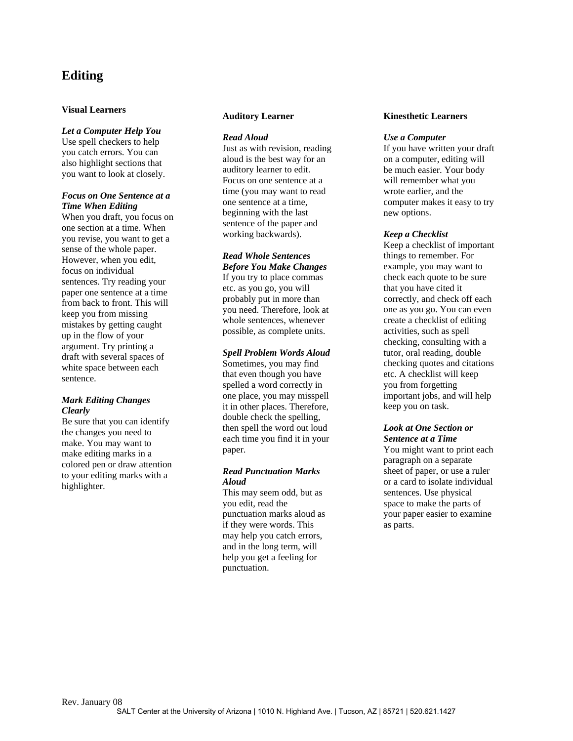# Editing

## Visual Learners

***Let a Computer Help You***
Use spell checkers to help you catch errors. You can also highlight sections that you want to look at closely.

***Focus on One Sentence at a Time When Editing***
When you draft, you focus on one section at a time. When you revise, you want to get a sense of the whole paper. However, when you edit, focus on individual sentences. Try reading your paper one sentence at a time from back to front. This will keep you from missing mistakes by getting caught up in the flow of your argument. Try printing a draft with several spaces of white space between each sentence.

***Mark Editing Changes Clearly***
Be sure that you can identify the changes you need to make. You may want to make editing marks in a colored pen or draw attention to your editing marks with a highlighter.

## Auditory Learner

***Read Aloud***
Just as with revision, reading aloud is the best way for an auditory learner to edit. Focus on one sentence at a time (you may want to read one sentence at a time, beginning with the last sentence of the paper and working backwards).

***Read Whole Sentences Before You Make Changes***
If you try to place commas etc. as you go, you will probably put in more than you need. Therefore, look at whole sentences, whenever possible, as complete units.

***Spell Problem Words Aloud***
Sometimes, you may find that even though you have spelled a word correctly in one place, you may misspell it in other places. Therefore, double check the spelling, then spell the word out loud each time you find it in your paper.

***Read Punctuation Marks Aloud***
This may seem odd, but as you edit, read the punctuation marks aloud as if they were words. This may help you catch errors, and in the long term, will help you get a feeling for punctuation.

## Kinesthetic Learners

***Use a Computer***
If you have written your draft on a computer, editing will be much easier. Your body will remember what you wrote earlier, and the computer makes it easy to try new options.

***Keep a Checklist***
Keep a checklist of important things to remember. For example, you may want to check each quote to be sure that you have cited it correctly, and check off each one as you go. You can even create a checklist of editing activities, such as spell checking, consulting with a tutor, oral reading, double checking quotes and citations etc. A checklist will keep you from forgetting important jobs, and will help keep you on task.

***Look at One Section or Sentence at a Time***
You might want to print each paragraph on a separate sheet of paper, or use a ruler or a card to isolate individual sentences. Use physical space to make the parts of your paper easier to examine as parts.